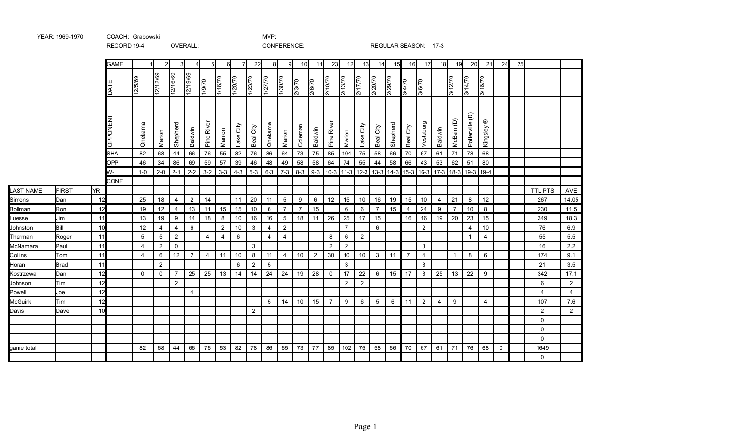YEAR: 1969-1970 COACH: Grabowski MVP:

RECORD 19-4 OVERALL: CONFERENCE: REGULAR SEASON: 17-3

| | | | GAME | 1 | 2 | 3 | 4 | 5 | 6 | 7 | 22 | 8 | 9 | 10 | 11 | 23 | 12 | 13 | 14 | 15 | 16 | 17 | 18 | 19 | 20 | 21 | 24 | 25 | | |
|---|---|---|---|---|---|---|---|---|---|---|---|---|---|---|---|---|---|---|---|---|---|---|---|---|---|---|---|---|---|---|
| | | | DATE | 12/5/69 | 12/12/69 | 12/16/69 | 12/19/69 | 1/9/70 | 1/16/70 | 1/20/70 | 1/23/70 | 1/27/70 | 1/30/70 | 2/3/70 | 2/6/70 | 2/10/70 | 2/13/70 | 2/17/70 | 2/20/70 | 2/29/70 | 3/4/70 | 3/6/70 | | 3/12/70 | 3/14/70 | 3/18/70 | | | | |
| | | | OPPONENT | Onekama | Marion | Shepherd | Baldwin | Pine River | Manton | Lake City | Beal City | Onekama | Marion | Coleman | Baldwin | Pine River | Marion | Lake City | Beal City | Shepherd | Beal City | Vestaburg | Baldwin | McBain (D) | Potterville (D) | Kingsley ® | | | | |
| | | | SHA | 82 | 68 | 44 | 66 | 76 | 55 | 82 | 76 | 86 | 64 | 73 | 75 | 85 | 104 | 75 | 58 | 66 | 70 | 67 | 61 | 71 | 78 | 68 | | | | |
| | | | OPP | 46 | 34 | 86 | 69 | 59 | 57 | 39 | 46 | 48 | 49 | 58 | 58 | 64 | 74 | 55 | 44 | 58 | 66 | 43 | 53 | 62 | 51 | 80 | | | | |
| | | | W-L | 1-0 | 2-0 | 2-1 | 2-2 | 3-2 | 3-3 | 4-3 | 5-3 | 6-3 | 7-3 | 8-3 | 9-3 | 10-3 | 11-3 | 12-3 | 13-3 | 14-3 | 15-3 | 16-3 | 17-3 | 18-3 | 19-3 | 19-4 | | | | |
| | | | CONF | | | | | | | | | | | | | | | | | | | | | | | | | | | |
| LAST NAME | FIRST | YR | | | | | | | | | | | | | | | | | | | | | | | | | | | TTL PTS | AVE |
| Simons | Dan | 12 | | 25 | 18 | 4 | 2 | 14 | | 11 | 20 | 11 | 5 | 9 | 6 | 12 | 15 | 10 | 16 | 19 | 15 | 10 | 4 | 21 | 8 | 12 | | | 267 | 14.05 |
| Bollman | Ron | 12 | | 19 | 12 | 4 | 13 | 11 | 15 | 15 | 10 | 6 | 7 | 7 | 15 | | 6 | 6 | 7 | 15 | 4 | 24 | 9 | 7 | 10 | 8 | | | 230 | 11.5 |
| Luesse | Jim | 11 | | 13 | 19 | 9 | 14 | 18 | 8 | 10 | 16 | 16 | 5 | 18 | 11 | 26 | 25 | 17 | 15 | | 16 | 16 | 19 | 20 | 23 | 15 | | | 349 | 18.3 |
| Johnston | Bill | 10 | | 12 | 4 | 4 | 6 | | 2 | 10 | 3 | 4 | 2 | | | | 7 | | 6 | | | 2 | | | 4 | 10 | | | 76 | 6.9 |
| Therman | Roger | 11 | | 5 | 5 | 2 | | 4 | 4 | 6 | | 4 | 4 | | | 8 | 6 | 2 | | | | | | | 1 | 4 | | | 55 | 5.5 |
| McNamara | Paul | 11 | | 4 | 2 | 0 | | | | | 3 | | | | | 2 | 2 | | | | | 3 | | | | | | | 16 | 2.2 |
| Collins | Tom | 11 | | 4 | 6 | 12 | 2 | 4 | 11 | 10 | 8 | 11 | 4 | 10 | 2 | 30 | 10 | 10 | 3 | 11 | 7 | 4 | | 1 | 8 | 6 | | | 174 | 9.1 |
| Horan | Brad | 11 | | | 2 | | | | | 6 | 2 | 5 | | | | | 3 | | | | | 3 | | | | | | | 21 | 3.5 |
| Kostrzewa | Dan | 12 | | 0 | 0 | 7 | 25 | 25 | 13 | 14 | 14 | 24 | 24 | 19 | 28 | 0 | 17 | 22 | 6 | 15 | 17 | 3 | 25 | 13 | 22 | 9 | | | 342 | 17.1 |
| Johnson | Tim | 12 | | | | 2 | | | | | | | | | | | 2 | 2 | | | | | | | | | | | 6 | 2 |
| Powell | Joe | 12 | | | | | 4 | | | | | | | | | | | | | | | | | | | | | | 4 | 4 |
| McGuirk | Tim | 12 | | | | | | | | | | 5 | 14 | 10 | 15 | 7 | 9 | 6 | 5 | 6 | 11 | 2 | 4 | 9 | | 4 | | | 107 | 7.6 |
| Davis | Dave | 10 | | | | | | | | | 2 | | | | | | | | | | | | | | | | | | 2 | 2 |
| | | | | | | | | | | | | | | | | | | | | | | | | | | | | | 0 | |
| | | | | | | | | | | | | | | | | | | | | | | | | | | | | | 0 | |
| | | | | | | | | | | | | | | | | | | | | | | | | | | | | | 0 | |
| game total | | | | 82 | 68 | 44 | 66 | 76 | 53 | 82 | 78 | 86 | 65 | 73 | 77 | 85 | 102 | 75 | 58 | 66 | 70 | 67 | 61 | 71 | 76 | 68 | 0 | | 1649 | |
| | | | | | | | | | | | | | | | | | | | | | | | | | | | | | 0 | |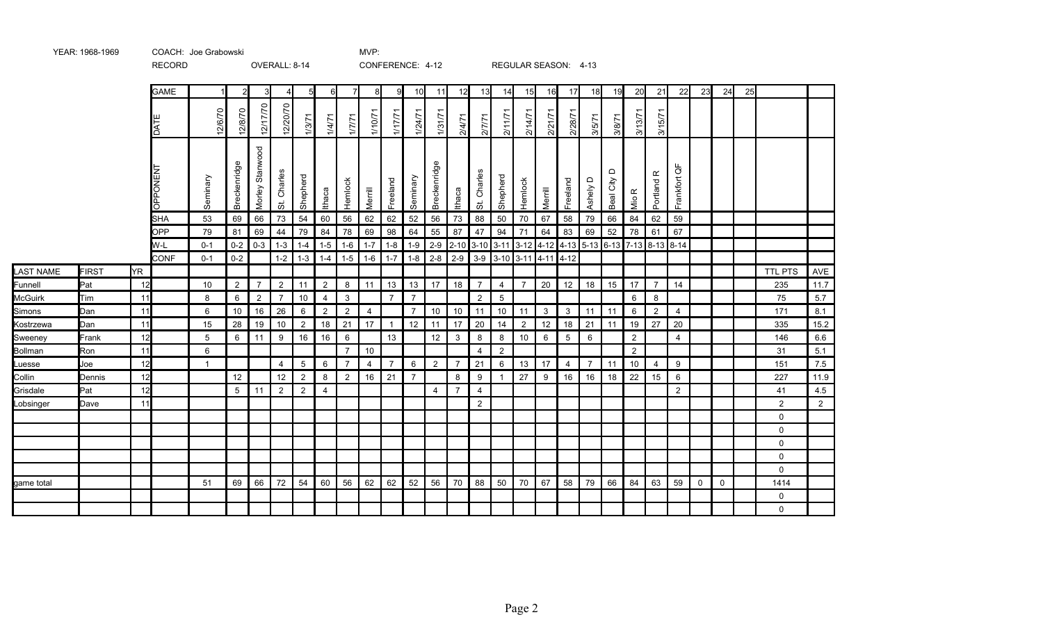YEAR: 1968-1969 COACH: Joe Grabowski MVP:

RECORD OVERALL: 8-14 CONFERENCE: 4-12 REGULAR SEASON: 4-13

| | | | GAME | 1 | 2 | 3 | 4 | 5 | 6 | 7 | 8 | 9 | 10 | 11 | 12 | 13 | 14 | 15 | 16 | 17 | 18 | 19 | 20 | 21 | 22 | 23 | 24 | 25 | | |
|---|---|---|---|---|---|---|---|---|---|---|---|---|---|---|---|---|---|---|---|---|---|---|---|---|---|---|---|---|---|---|
| | | | DATE | 12/6/70 | 12/8/70 | 12/17/70 | 12/20/70 | 1/3/71 | 1/4/71 | 1/7/71 | 1/10/71 | 1/17/71 | 1/24/71 | 1/31/71 | 2/4/71 | 2/7/71 | 2/11/71 | 2/14/71 | 2/21/71 | 2/28/71 | 3/5/71 | 3/8/71 | 3/13/71 | 3/15/71 | | | | | | |
| | | | OPPONENT | Seminary | Breckenridge | Morley Stanwood | St. Charles | Shepherd | Ithaca | Hemlock | Merrill | Freeland | Seminary | Breckenridge | Ithaca | St. Charles | Shepherd | Hemlock | Merrill | Freeland | Ashely D | Beal City D | Mio R | Portland R | Frankfort QF | | | | | |
| | | | SHA | 53 | 69 | 66 | 73 | 54 | 60 | 56 | 62 | 62 | 52 | 56 | 73 | 88 | 50 | 70 | 67 | 58 | 79 | 66 | 84 | 62 | 59 | | | | | |
| | | | OPP | 79 | 81 | 69 | 44 | 79 | 84 | 78 | 69 | 98 | 64 | 55 | 87 | 47 | 94 | 71 | 64 | 83 | 69 | 52 | 78 | 61 | 67 | | | | | |
| | | | W-L | 0-1 | 0-2 | 0-3 | 1-3 | 1-4 | 1-5 | 1-6 | 1-7 | 1-8 | 1-9 | 2-9 | 2-10 | 3-10 | 3-11 | 3-12 | 4-12 | 4-13 | 5-13 | 6-13 | 7-13 | 8-13 | 8-14 | | | | | |
| | | | CONF | 0-1 | 0-2 | | 1-2 | 1-3 | 1-4 | 1-5 | 1-6 | 1-7 | 1-8 | 2-8 | 2-9 | 3-9 | 3-10 | 3-11 | 4-11 | 4-12 | | | | | | | | | | |
| LAST NAME | FIRST | YR | | | | | | | | | | | | | | | | | | | | | | | | | | | TTL PTS | AVE |
| Funnell | Pat | 12 | | 10 | 2 | 7 | 2 | 11 | 2 | 8 | 11 | 13 | 13 | 17 | 18 | 7 | 4 | 7 | 20 | 12 | 18 | 15 | 17 | 7 | 14 | | | | 235 | 11.7 |
| McGuirk | Tim | 11 | | 8 | 6 | 2 | 7 | 10 | 4 | 3 | | 7 | 7 | | | 2 | 5 | | | | | | 6 | 8 | | | | | 75 | 5.7 |
| Simons | Dan | 11 | | 6 | 10 | 16 | 26 | 6 | 2 | 2 | 4 | | 7 | 10 | 10 | 11 | 10 | 11 | 3 | 3 | 11 | 11 | 6 | 2 | 4 | | | | 171 | 8.1 |
| Kostrzewa | Dan | 11 | | 15 | 28 | 19 | 10 | 2 | 18 | 21 | 17 | 1 | 12 | 11 | 17 | 20 | 14 | 2 | 12 | 18 | 21 | 11 | 19 | 27 | 20 | | | | 335 | 15.2 |
| Sweeney | Frank | 12 | | 5 | 6 | 11 | 9 | 16 | 16 | 6 | | 13 | | 12 | 3 | 8 | 8 | 10 | 6 | 5 | 6 | | 2 | | 4 | | | | 146 | 6.6 |
| Bollman | Ron | 11 | | 6 | | | | | | 7 | 10 | | | | | 4 | 2 | | | | | | 2 | | | | | | 31 | 5.1 |
| Luesse | Joe | 12 | | 1 | | | 4 | 5 | 6 | 7 | 4 | 7 | 6 | 2 | 7 | 21 | 6 | 13 | 17 | 4 | 7 | 11 | 10 | 4 | 9 | | | | 151 | 7.5 |
| Collin | Dennis | 12 | | | 12 | | 12 | 2 | 8 | 2 | 16 | 21 | 7 | | 8 | 9 | 1 | 27 | 9 | 16 | 16 | 18 | 22 | 15 | 6 | | | | 227 | 11.9 |
| Grisdale | Pat | 12 | | | 5 | 11 | 2 | 2 | 4 | | | | | 4 | 7 | 4 | | | | | | | | | 2 | | | | 41 | 4.5 |
| Lobsinger | Dave | 11 | | | | | | | | | | | | | | 2 | | | | | | | | | | | | | 2 | 2 |
| | | | | | | | | | | | | | | | | | | | | | | | | | | | | | 0 | |
| | | | | | | | | | | | | | | | | | | | | | | | | | | | | | 0 | |
| | | | | | | | | | | | | | | | | | | | | | | | | | | | | | 0 | |
| | | | | | | | | | | | | | | | | | | | | | | | | | | | | | 0 | |
| | | | | | | | | | | | | | | | | | | | | | | | | | | | | | 0 | |
| game total | | | | 51 | 69 | 66 | 72 | 54 | 60 | 56 | 62 | 62 | 52 | 56 | 70 | 88 | 50 | 70 | 67 | 58 | 79 | 66 | 84 | 63 | 59 | 0 | 0 | | 1414 | |
| | | | | | | | | | | | | | | | | | | | | | | | | | | | | | 0 | |
| | | | | | | | | | | | | | | | | | | | | | | | | | | | | | 0 | |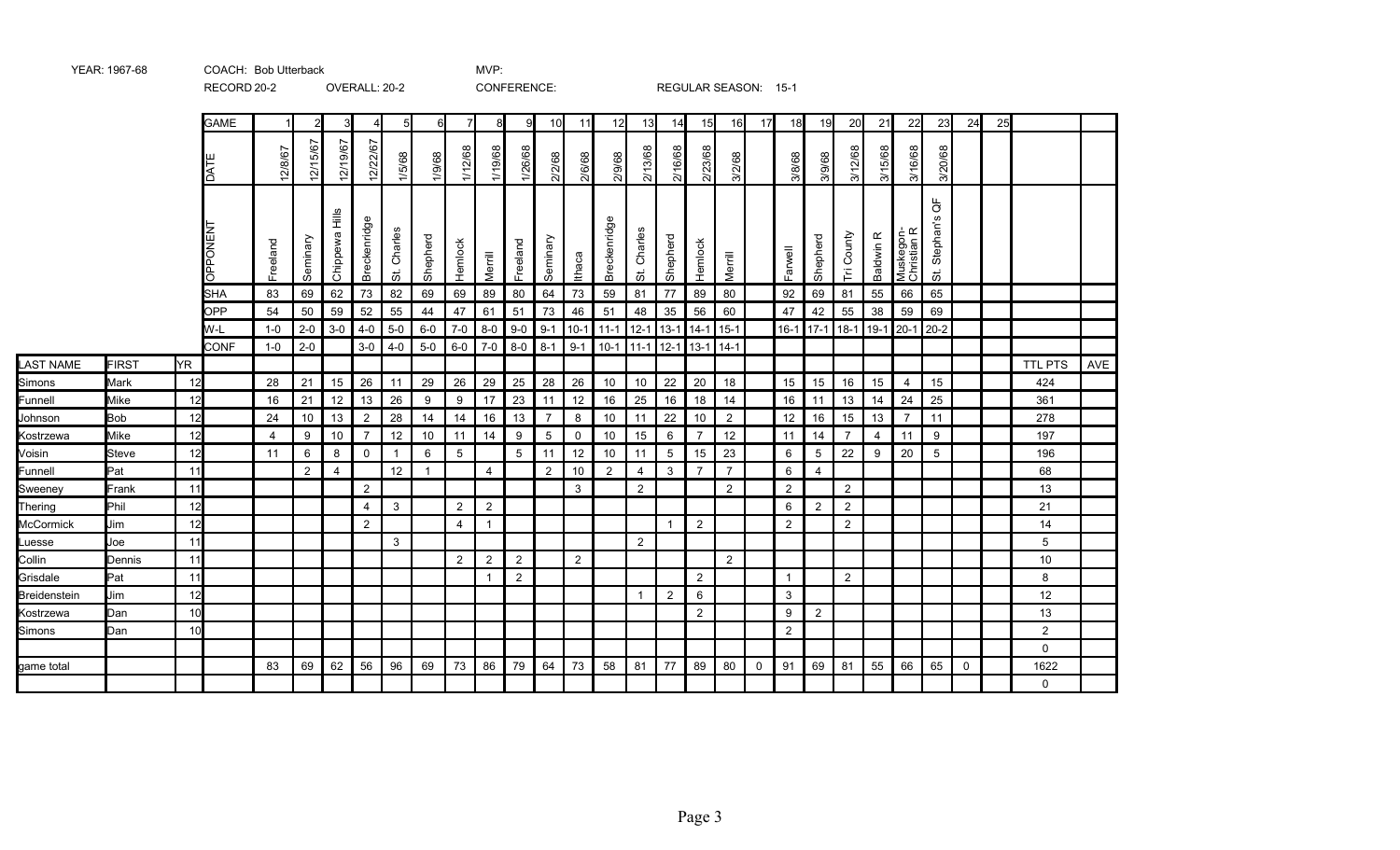YEAR: 1967-68 COACH: Bob Utterback MVP:

RECORD 20-2 OVERALL: 20-2 CONFERENCE: REGULAR SEASON: 15-1

| | | | GAME | 1 | 2 | 3 | 4 | 5 | 6 | 7 | 8 | 9 | 10 | 11 | 12 | 13 | 14 | 15 | 16 | 17 | 18 | 19 | 20 | 21 | 22 | 23 | 24 | 25 | | |
|---|---|---|---|---|---|---|---|---|---|---|---|---|---|---|---|---|---|---|---|---|---|---|---|---|---|---|---|---|---|---|
| | | | DATE | 12/8/67 | 12/15/67 | 12/19/67 | 12/22/67 | 1/5/68 | 1/9/68 | 1/12/68 | 1/19/68 | 1/26/68 | 2/2/68 | 2/6/68 | 2/9/68 | 2/13/68 | 2/16/68 | 2/23/68 | 3/2/68 | | 3/8/68 | 3/9/68 | 3/12/68 | 3/15/68 | 3/16/68 | 3/20/68 | | | | |
| | | | OPPONENT | Freeland | Seminary | Chippewa Hills | Breckenridge | St. Charles | Shepherd | Hemlock | Merrill | Freeland | Seminary | Ithaca | Breckenridge | St. Charles | Shepherd | Hemlock | Merrill | | Farwell | Shepherd | Tri County | Baldwin R | Muskegon-Christian R | St. Stephan's QF | | | | |
| | | | SHA | 83 | 69 | 62 | 73 | 82 | 69 | 69 | 89 | 80 | 64 | 73 | 59 | 81 | 77 | 89 | 80 | | 92 | 69 | 81 | 55 | 66 | 65 | | | | |
| | | | OPP | 54 | 50 | 59 | 52 | 55 | 44 | 47 | 61 | 51 | 73 | 46 | 51 | 48 | 35 | 56 | 60 | | 47 | 42 | 55 | 38 | 59 | 69 | | | | |
| | | | W-L | 1-0 | 2-0 | 3-0 | 4-0 | 5-0 | 6-0 | 7-0 | 8-0 | 9-0 | 9-1 | 10-1 | 11-1 | 12-1 | 13-1 | 14-1 | 15-1 | | 16-1 | 17-1 | 18-1 | 19-1 | 20-1 | 20-2 | | | | |
| | | | CONF | 1-0 | 2-0 | | 3-0 | 4-0 | 5-0 | 6-0 | 7-0 | 8-0 | 8-1 | 9-1 | 10-1 | 11-1 | 12-1 | 13-1 | 14-1 | | | | | | | | | | | |
| LAST NAME | FIRST | YR | | | | | | | | | | | | | | | | | | | | | | | | | | | TTL PTS | AVE |
| Simons | Mark | 12 | | 28 | 21 | 15 | 26 | 11 | 29 | 26 | 29 | 25 | 28 | 26 | 10 | 10 | 22 | 20 | 18 | | 15 | 15 | 16 | 15 | 4 | 15 | | | 424 | |
| Funnell | Mike | 12 | | 16 | 21 | 12 | 13 | 26 | 9 | 9 | 17 | 23 | 11 | 12 | 16 | 25 | 16 | 18 | 14 | | 16 | 11 | 13 | 14 | 24 | 25 | | | 361 | |
| Johnson | Bob | 12 | | 24 | 10 | 13 | 2 | 28 | 14 | 14 | 16 | 13 | 7 | 8 | 10 | 11 | 22 | 10 | 2 | | 12 | 16 | 15 | 13 | 7 | 11 | | | 278 | |
| Kostrzewa | Mike | 12 | | 4 | 9 | 10 | 7 | 12 | 10 | 11 | 14 | 9 | 5 | 0 | 10 | 15 | 6 | 7 | 12 | | 11 | 14 | 7 | 4 | 11 | 9 | | | 197 | |
| Voisin | Steve | 12 | | 11 | 6 | 8 | 0 | 1 | 6 | 5 | | 5 | 11 | 12 | 10 | 11 | 5 | 15 | 23 | | 6 | 5 | 22 | 9 | 20 | 5 | | | 196 | |
| Funnell | Pat | 11 | | | 2 | 4 | | 12 | 1 | | 4 | | 2 | 10 | 2 | 4 | 3 | 7 | 7 | | 6 | 4 | | | | | | | 68 | |
| Sweeney | Frank | 11 | | | | | 2 | | | | | | | 3 | | 2 | | | 2 | | 2 | | 2 | | | | | | 13 | |
| Thering | Phil | 12 | | | | | 4 | 3 | | 2 | 2 | | | | | | | | | | 6 | 2 | 2 | | | | | | 21 | |
| McCormick | Jim | 12 | | | | | 2 | | | 4 | 1 | | | | | | 1 | 2 | | | 2 | | 2 | | | | | | 14 | |
| Luesse | Joe | 11 | | | | | | 3 | | | | | | | | 2 | | | | | | | | | | | | | 5 | |
| Collin | Dennis | 11 | | | | | | | | 2 | 2 | 2 | | 2 | | | | | 2 | | | | | | | | | | 10 | |
| Grisdale | Pat | 11 | | | | | | | | | 1 | 2 | | | | | | 2 | | | 1 | | 2 | | | | | | 8 | |
| Breidenstein | Jim | 12 | | | | | | | | | | | | | | 1 | 2 | 6 | | | 3 | | | | | | | | 12 | |
| Kostrzewa | Dan | 10 | | | | | | | | | | | | | | | | 2 | | | 9 | 2 | | | | | | | 13 | |
| Simons | Dan | 10 | | | | | | | | | | | | | | | | | | | 2 | | | | | | | | 2 | |
| | | | | | | | | | | | | | | | | | | | | | | | | | | | | | 0 | |
| game total | | | | 83 | 69 | 62 | 56 | 96 | 69 | 73 | 86 | 79 | 64 | 73 | 58 | 81 | 77 | 89 | 80 | 0 | 91 | 69 | 81 | 55 | 66 | 65 | 0 | | 1622 | |
| | | | | | | | | | | | | | | | | | | | | | | | | | | | | | 0 | |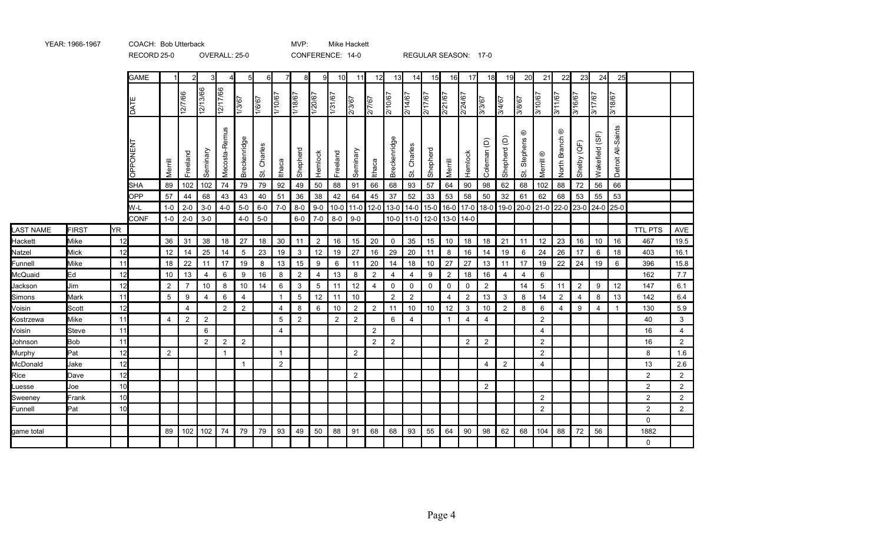YEAR: 1966-1967 COACH: Bob Utterback MVP: Mike Hackett

RECORD 25-0 OVERALL: 25-0 CONFERENCE: 14-0 REGULAR SEASON: 17-0

| | | | GAME | 1 | 2 | 3 | 4 | 5 | 6 | 7 | 8 | 9 | 10 | 11 | 12 | 13 | 14 | 15 | 16 | 17 | 18 | 19 | 20 | 21 | 22 | 23 | 24 | 25 | | |
|---|---|---|---|---|---|---|---|---|---|---|---|---|---|---|---|---|---|---|---|---|---|---|---|---|---|---|---|---|---|---|
| | | | DATE | | 12/7/66 | 12/13/66 | 12/17/66 | 1/3/67 | 1/6/67 | 1/10/67 | 1/18/67 | 1/20/67 | 1/31/67 | 2/3/67 | 2/7/67 | 2/10/67 | 2/14/67 | 2/17/67 | 2/21/67 | 2/24/67 | 3/3/67 | 3/4/67 | 3/8/67 | 3/10/67 | 3/11/67 | 3/16/67 | 3/17/67 | 3/18/67 | | |
| | | | OPPONENT | Merrill | Freeland | Seminary | Mecosta-Remus | Breckenridge | St. Charles | Ithaca | Shepherd | Hemlock | Freeland | Seminary | Ithaca | Breckenridge | St. Charles | Shepherd | Merrill | Hemlock | Coleman (D) | Shepherd (D) | St. Stephens ® | Merrill ® | North Branch ® | Shelby (QF) | Wakefield (SF) | Detroit All-Saints | | |
| | | | SHA | 89 | 102 | 102 | 74 | 79 | 79 | 92 | 49 | 50 | 88 | 91 | 66 | 68 | 93 | 57 | 64 | 90 | 98 | 62 | 68 | 102 | 88 | 72 | 56 | 66 | | |
| | | | OPP | 57 | 44 | 68 | 43 | 43 | 40 | 51 | 36 | 38 | 42 | 64 | 45 | 37 | 52 | 33 | 53 | 58 | 50 | 32 | 61 | 62 | 68 | 53 | 55 | 53 | | |
| | | | W-L | 1-0 | 2-0 | 3-0 | 4-0 | 5-0 | 6-0 | 7-0 | 8-0 | 9-0 | 10-0 | 11-0 | 12-0 | 13-0 | 14-0 | 15-0 | 16-0 | 17-0 | 18-0 | 19-0 | 20-0 | 21-0 | 22-0 | 23-0 | 24-0 | 25-0 | | |
| | | | CONF | 1-0 | 2-0 | 3-0 | | 4-0 | 5-0 | | 6-0 | 7-0 | 8-0 | 9-0 | | 10-0 | 11-0 | 12-0 | 13-0 | 14-0 | | | | | | | | | | |
| LAST NAME | FIRST | YR | | | | | | | | | | | | | | | | | | | | | | | | | | | TTL PTS | AVE |
| Hackett | Mike | 12 | | 36 | 31 | 38 | 18 | 27 | 18 | 30 | 11 | 2 | 16 | 15 | 20 | 0 | 35 | 15 | 10 | 18 | 18 | 21 | 11 | 12 | 23 | 16 | 10 | 16 | 467 | 19.5 |
| Natzel | Mick | 12 | | 12 | 14 | 25 | 14 | 5 | 23 | 19 | 3 | 12 | 19 | 27 | 16 | 29 | 20 | 11 | 8 | 16 | 14 | 19 | 6 | 24 | 26 | 17 | 6 | 18 | 403 | 16.1 |
| Funnell | Mike | 11 | | 18 | 22 | 11 | 17 | 19 | 8 | 13 | 15 | 9 | 6 | 11 | 20 | 14 | 18 | 10 | 27 | 27 | 13 | 11 | 17 | 19 | 22 | 24 | 19 | 6 | 396 | 15.8 |
| McQuaid | Ed | 12 | | 10 | 13 | 4 | 6 | 9 | 16 | 8 | 2 | 4 | 13 | 8 | 2 | 4 | 4 | 9 | 2 | 18 | 16 | 4 | 4 | 6 | | | | | 162 | 7.7 |
| Jackson | Jim | 12 | | 2 | 7 | 10 | 8 | 10 | 14 | 6 | 3 | 5 | 11 | 12 | 4 | 0 | 0 | 0 | 0 | 0 | 2 | | 14 | 5 | 11 | 2 | 9 | 12 | 147 | 6.1 |
| Simons | Mark | 11 | | 5 | 9 | 4 | 6 | 4 | | 1 | 5 | 12 | 11 | 10 | | 2 | 2 | | 4 | 2 | 13 | 3 | 8 | 14 | 2 | 4 | 8 | 13 | 142 | 6.4 |
| Voisin | Scott | 12 | | | 4 | | 2 | 2 | | 4 | 8 | 6 | 10 | 2 | 2 | 11 | 10 | 10 | 12 | 3 | 10 | 2 | 8 | 6 | 4 | 9 | 4 | 1 | 130 | 5.9 |
| Kostrzewa | Mike | 11 | | 4 | 2 | 2 | | | | 5 | 2 | | 2 | 2 | | 6 | 4 | | 1 | 4 | 4 | | | 2 | | | | | 40 | 3 |
| Voisin | Steve | 11 | | | | 6 | | | | 4 | | | | | | | | | | | | | | 4 | | | | | 16 | 4 |
| Johnson | Bob | 11 | | | | 2 | 2 | 2 | | | | | | | 2 | 2 | | | | 2 | 2 | | | 2 | | | | | 16 | 2 |
| Murphy | Pat | 12 | | | 2 | | 1 | | | 1 | | | | 2 | | | | | | | | | | 2 | | | | | 8 | 1.6 |
| McDonald | Jake | 12 | | | | | | 1 | | 2 | | | | | | | | | | | 4 | 2 | | 4 | | | | | 13 | 2.6 |
| Rice | Dave | 12 | | | | | | | | | | | | 2 | | | | | | | | | | | | | | | 2 | 2 |
| Luesse | Joe | 10 | | | | | | | | | | | | | | | | | | | 2 | | | | | | | | 2 | 2 |
| Sweeney | Frank | 10 | | | | | | | | | | | | | | | | | | | | | | 2 | | | | | 2 | 2 |
| Funnell | Pat | 10 | | | | | | | | | | | | | | | | | | | | | | 2 | | | | | 2 | 2 |
| | | | | | | | | | | | | | | | | | | | | | | | | | | | | | 0 | |
| game total | | | | 89 | 102 | 102 | 74 | 79 | 79 | 93 | 49 | 50 | 88 | 91 | 68 | 68 | 93 | 55 | 64 | 90 | 98 | 62 | 68 | 104 | 88 | 72 | 56 | | 1882 | |
| | | | | | | | | | | | | | | | | | | | | | | | | | | | | | 0 | |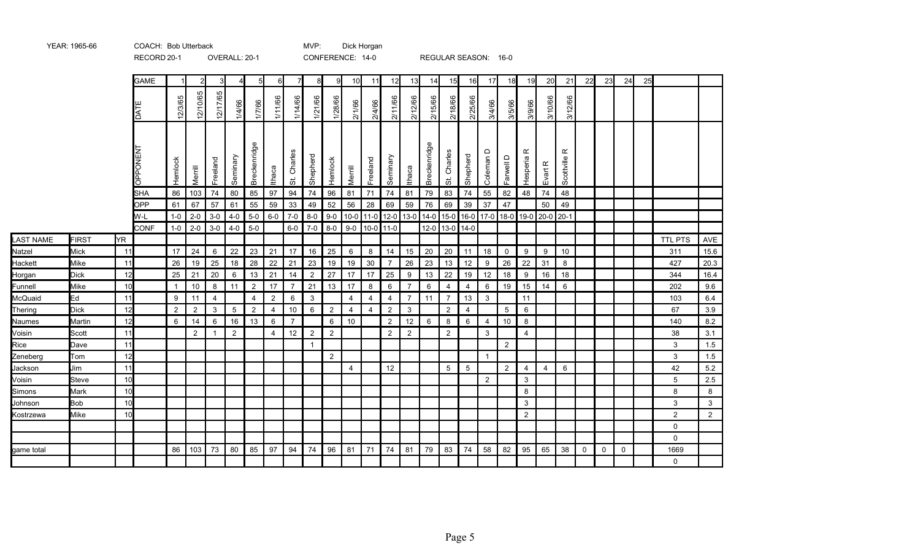YEAR: 1965-66 COACH: Bob Utterback MVP: Dick Horgan

RECORD 20-1 OVERALL: 20-1 CONFERENCE: 14-0 REGULAR SEASON: 16-0

| | | | GAME | 1 | 2 | 3 | 4 | 5 | 6 | 7 | 8 | 9 | 10 | 11 | 12 | 13 | 14 | 15 | 16 | 17 | 18 | 19 | 20 | 21 | 22 | 23 | 24 | 25 | | |
|---|---|---|---|---|---|---|---|---|---|---|---|---|---|---|---|---|---|---|---|---|---|---|---|---|---|---|---|---|---|---|
| | | | DATE | 12/3/65 | 12/10/65 | 12/17/65 | 1/4/66 | 1/7/66 | 1/11/66 | 1/14/66 | 1/21/66 | 1/28/66 | 2/1/66 | 2/4/66 | 2/11/66 | 2/12/66 | 2/15/66 | 2/18/66 | 2/25/66 | 3/4/66 | 3/5/66 | 3/9/66 | 3/10/66 | 3/12/66 | | | | | | |
| | | | OPPONENT | Hemlock | Merrill | Freeland | Seminary | Breckenridge | Ithaca | St. Charles | Shepherd | Hemlock | Merrill | Freeland | Seminary | Ithaca | Breckenridge | St. Charles | Shepherd | Coleman D | Farwell D | Hesperia R | Evart R | Scottville R | | | | | | |
| | | | SHA | 86 | 103 | 74 | 80 | 85 | 97 | 94 | 74 | 96 | 81 | 71 | 74 | 81 | 79 | 83 | 74 | 55 | 82 | 48 | 74 | 48 | | | | | | |
| | | | OPP | 61 | 67 | 57 | 61 | 55 | 59 | 33 | 49 | 52 | 56 | 28 | 69 | 59 | 76 | 69 | 39 | 37 | 47 | | 50 | 49 | | | | | | |
| | | | W-L | 1-0 | 2-0 | 3-0 | 4-0 | 5-0 | 6-0 | 7-0 | 8-0 | 9-0 | 10-0 | 11-0 | 12-0 | 13-0 | 14-0 | 15-0 | 16-0 | 17-0 | 18-0 | 19-0 | 20-0 | 20-1 | | | | | | |
| | | | CONF | 1-0 | 2-0 | 3-0 | 4-0 | 5-0 | | 6-0 | 7-0 | 8-0 | 9-0 | 10-0 | 11-0 | | 12-0 | 13-0 | 14-0 | | | | | | | | | | | |
| LAST NAME | FIRST | YR | | | | | | | | | | | | | | | | | | | | | | | | | | | TTL PTS | AVE |
| Natzel | Mick | 11 | | 17 | 24 | 6 | 22 | 23 | 21 | 17 | 16 | 25 | 6 | 8 | 14 | 15 | 20 | 20 | 11 | 18 | 0 | 9 | 9 | 10 | | | | | 311 | 15.6 |
| Hackett | Mike | 11 | | 26 | 19 | 25 | 18 | 28 | 22 | 21 | 23 | 19 | 19 | 30 | 7 | 26 | 23 | 13 | 12 | 9 | 26 | 22 | 31 | 8 | | | | | 427 | 20.3 |
| Horgan | Dick | 12 | | 25 | 21 | 20 | 6 | 13 | 21 | 14 | 2 | 27 | 17 | 17 | 25 | 9 | 13 | 22 | 19 | 12 | 18 | 9 | 16 | 18 | | | | | 344 | 16.4 |
| Funnell | Mike | 10 | | 1 | 10 | 8 | 11 | 2 | 17 | 7 | 21 | 13 | 17 | 8 | 6 | 7 | 6 | 4 | 4 | 6 | 19 | 15 | 14 | 6 | | | | | 202 | 9.6 |
| McQuaid | Ed | 11 | | 9 | 11 | 4 | | 4 | 2 | 6 | 3 | | 4 | 4 | 4 | 7 | 11 | 7 | 13 | 3 | | 11 | | | | | | | 103 | 6.4 |
| Thering | Dick | 12 | | 2 | 2 | 3 | 5 | 2 | 4 | 10 | 6 | 2 | 4 | 4 | 2 | 3 | | 2 | 4 | | 5 | 6 | | | | | | | 67 | 3.9 |
| Naumes | Martin | 12 | | 6 | 14 | 6 | 16 | 13 | 6 | 7 | | 6 | 10 | | 2 | 12 | 6 | 8 | 6 | 4 | 10 | 8 | | | | | | | 140 | 8.2 |
| Voisin | Scott | 11 | | | 2 | 1 | 2 | | 4 | 12 | 2 | 2 | | | 2 | 2 | | 2 | | 3 | | 4 | | | | | | | 38 | 3.1 |
| Rice | Dave | 11 | | | | | | | | | 1 | | | | | | | | | | 2 | | | | | | | | 3 | 1.5 |
| Zeneberg | Tom | 12 | | | | | | | | | | 2 | | | | | | | | 1 | | | | | | | | | 3 | 1.5 |
| Jackson | Jim | 11 | | | | | | | | | | | 4 | | 12 | | | 5 | 5 | | 2 | 4 | 4 | 6 | | | | | 42 | 5.2 |
| Voisin | Steve | 10 | | | | | | | | | | | | | | | | | | 2 | | 3 | | | | | | | 5 | 2.5 |
| Simons | Mark | 10 | | | | | | | | | | | | | | | | | | | | 8 | | | | | | | 8 | 8 |
| Johnson | Bob | 10 | | | | | | | | | | | | | | | | | | | | 3 | | | | | | | 3 | 3 |
| Kostrzewa | Mike | 10 | | | | | | | | | | | | | | | | | | | | 2 | | | | | | | 2 | 2 |
| | | | | | | | | | | | | | | | | | | | | | | | | | | | | | 0 | |
| | | | | | | | | | | | | | | | | | | | | | | | | | | | | | 0 | |
| game total | | | | 86 | 103 | 73 | 80 | 85 | 97 | 94 | 74 | 96 | 81 | 71 | 74 | 81 | 79 | 83 | 74 | 58 | 82 | 95 | 65 | 38 | 0 | 0 | 0 | | 1669 | |
| | | | | | | | | | | | | | | | | | | | | | | | | | | | | | 0 | |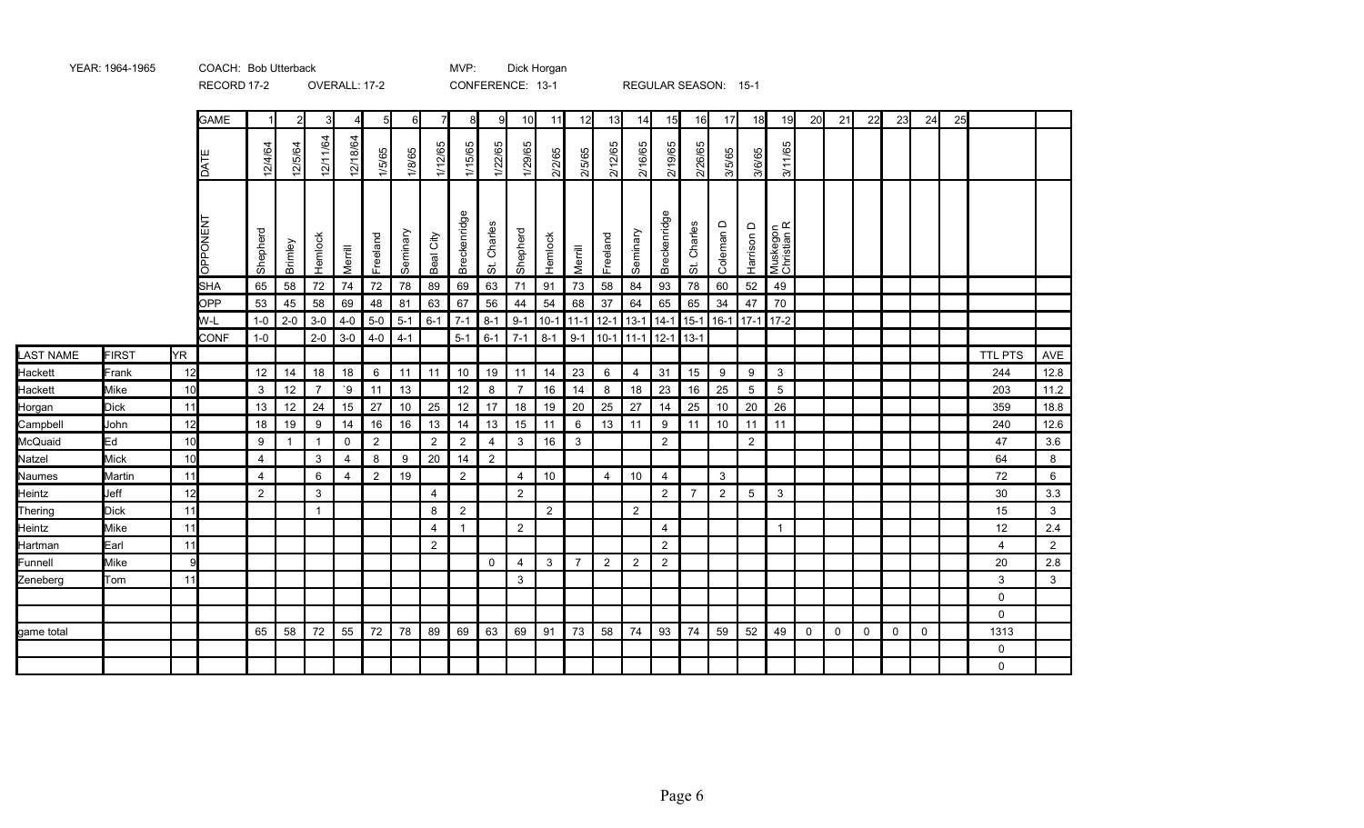YEAR: 1964-1965 COACH: Bob Utterback MVP: Dick Horgan

RECORD 17-2 OVERALL: 17-2 CONFERENCE: 13-1 REGULAR SEASON: 15-1

| LAST NAME | FIRST | YR | | 1 | 2 | 3 | 4 | 5 | 6 | 7 | 8 | 9 | 10 | 11 | 12 | 13 | 14 | 15 | 16 | 17 | 18 | 19 | 20 | 21 | 22 | 23 | 24 | 25 | TTL PTS | AVE |
|---|---|---|---|---|---|---|---|---|---|---|---|---|---|---|---|---|---|---|---|---|---|---|---|---|---|---|---|---|---|---|
| | | | DATE | 12/4/64 | 12/5/64 | 12/11/64 | 12/18/64 | 1/5/65 | 1/8/65 | 1/12/65 | 1/15/65 | 1/22/65 | 1/29/65 | 2/2/65 | 2/5/65 | 2/12/65 | 2/16/65 | 2/19/65 | 2/26/65 | 3/5/65 | 3/6/65 | 3/11/65 | | | | | | | | |
| | | | OPPONENT | Shepherd | Brimley | Hemlock | Merrill | Freeland | Seminary | Beal City | Breckenridge | St. Charles | Shepherd | Hemlock | Merrill | Freeland | Seminary | Breckenridge | St. Charles | Coleman D | Harrison D | Muskegon Christian R | | | | | | | | |
| | | | SHA | 65 | 58 | 72 | 74 | 72 | 78 | 89 | 69 | 63 | 71 | 91 | 73 | 58 | 84 | 93 | 78 | 60 | 52 | 49 | | | | | | | | |
| | | | OPP | 53 | 45 | 58 | 69 | 48 | 81 | 63 | 67 | 56 | 44 | 54 | 68 | 37 | 64 | 65 | 65 | 34 | 47 | 70 | | | | | | | | |
| | | | W-L | 1-0 | 2-0 | 3-0 | 4-0 | 5-0 | 5-1 | 6-1 | 7-1 | 8-1 | 9-1 | 10-1 | 11-1 | 12-1 | 13-1 | 14-1 | 15-1 | 16-1 | 17-1 | 17-2 | | | | | | | | |
| | | | CONF | 1-0 | | 2-0 | 3-0 | 4-0 | 4-1 | | 5-1 | 6-1 | 7-1 | 8-1 | 9-1 | 10-1 | 11-1 | 12-1 | 13-1 | | | | | | | | | | | |
| Hackett | Frank | 12 | | 12 | 14 | 18 | 18 | 6 | 11 | 11 | 10 | 19 | 11 | 14 | 23 | 6 | 4 | 31 | 15 | 9 | 9 | 3 | | | | | | | 244 | 12.8 |
| Hackett | Mike | 10 | | 3 | 12 | 7 | `9 | 11 | 13 | | 12 | 8 | 7 | 16 | 14 | 8 | 18 | 23 | 16 | 25 | 5 | 5 | | | | | | | 203 | 11.2 |
| Horgan | Dick | 11 | | 13 | 12 | 24 | 15 | 27 | 10 | 25 | 12 | 17 | 18 | 19 | 20 | 25 | 27 | 14 | 25 | 10 | 20 | 26 | | | | | | | 359 | 18.8 |
| Campbell | John | 12 | | 18 | 19 | 9 | 14 | 16 | 16 | 13 | 14 | 13 | 15 | 11 | 6 | 13 | 11 | 9 | 11 | 10 | 11 | 11 | | | | | | | 240 | 12.6 |
| McQuaid | Ed | 10 | | 9 | 1 | 1 | 0 | 2 | | 2 | 2 | 4 | 3 | 16 | 3 | | | 2 | | | 2 | | | | | | | | 47 | 3.6 |
| Natzel | Mick | 10 | | 4 | | 3 | 4 | 8 | 9 | 20 | 14 | 2 | | | | | | | | | | | | | | | | | 64 | 8 |
| Naumes | Martin | 11 | | 4 | | 6 | 4 | 2 | 19 | | 2 | | 4 | 10 | | 4 | 10 | 4 | | 3 | | | | | | | | | 72 | 6 |
| Heintz | Jeff | 12 | | 2 | | 3 | | | | 4 | | | 2 | | | | | 2 | 7 | 2 | 5 | 3 | | | | | | | 30 | 3.3 |
| Thering | Dick | 11 | | | | 1 | | | | 8 | 2 | | | 2 | | | 2 | | | | | | | | | | | | 15 | 3 |
| Heintz | Mike | 11 | | | | | | | | 4 | 1 | | 2 | | | | | 4 | | | | 1 | | | | | | | 12 | 2.4 |
| Hartman | Earl | 11 | | | | | | | | 2 | | | | | | | | 2 | | | | | | | | | | | 4 | 2 |
| Funnell | Mike | 9 | | | | | | | | | | 0 | 4 | 3 | 7 | 2 | 2 | 2 | | | | | | | | | | | 20 | 2.8 |
| Zeneberg | Tom | 11 | | | | | | | | | | | 3 | | | | | | | | | | | | | | | | 3 | 3 |
| | | | | | | | | | | | | | | | | | | | | | | | | | | | | | 0 | |
| | | | | | | | | | | | | | | | | | | | | | | | | | | | | | 0 | |
| game total | | | | 65 | 58 | 72 | 55 | 72 | 78 | 89 | 69 | 63 | 69 | 91 | 73 | 58 | 74 | 93 | 74 | 59 | 52 | 49 | 0 | 0 | 0 | 0 | 0 | | 1313 | |
| | | | | | | | | | | | | | | | | | | | | | | | | | | | | | 0 | |
| | | | | | | | | | | | | | | | | | | | | | | | | | | | | | 0 | |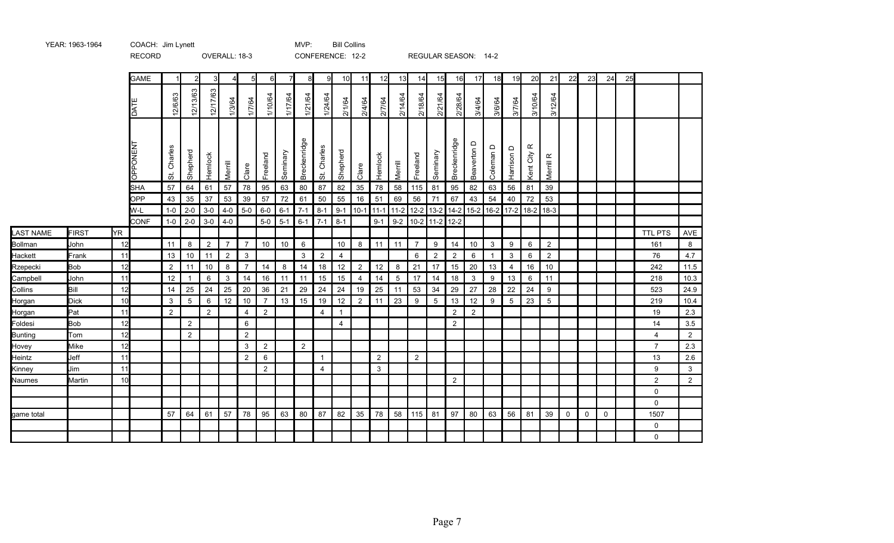YEAR: 1963-1964 COACH: Jim Lynett MVP: Bill Collins

RECORD OVERALL: 18-3 CONFERENCE: 12-2 REGULAR SEASON: 14-2

| LAST NAME | FIRST | YR | GAME | 1 | 2 | 3 | 4 | 5 | 6 | 7 | 8 | 9 | 10 | 11 | 12 | 13 | 14 | 15 | 16 | 17 | 18 | 19 | 20 | 21 | 22 | 23 | 24 | 25 | TTL PTS | AVE |
|---|---|---|---|---|---|---|---|---|---|---|---|---|---|---|---|---|---|---|---|---|---|---|---|---|---|---|---|---|---|---|
| | | | DATE | 12/6/63 | 12/13/63 | 12/17/63 | 1/3/64 | 1/7/64 | 1/10/64 | 1/17/64 | 1/21/64 | 1/24/64 | 2/1/64 | 2/4/64 | 2/7/64 | 2/14/64 | 2/18/64 | 2/21/64 | 2/28/64 | 3/4/64 | 3/6/64 | 3/7/64 | 3/10/64 | 3/12/64 | | | | | | |
| | | | OPPONENT | St. Charles | Shepherd | Hemlock | Merrill | Clare | Freeland | Seminary | Breckenridge | St. Charles | Shepherd | Clare | Hemlock | Merrill | Freeland | Seminary | Breckenridge | Beaverton D | Coleman D | Harrison D | Kent City R | Merrill R | | | | | | |
| | | | SHA | 57 | 64 | 61 | 57 | 78 | 95 | 63 | 80 | 87 | 82 | 35 | 78 | 58 | 115 | 81 | 95 | 82 | 63 | 56 | 81 | 39 | | | | | | |
| | | | OPP | 43 | 35 | 37 | 53 | 39 | 57 | 72 | 61 | 50 | 55 | 16 | 51 | 69 | 56 | 71 | 67 | 43 | 54 | 40 | 72 | 53 | | | | | | |
| | | | W-L | 1-0 | 2-0 | 3-0 | 4-0 | 5-0 | 6-0 | 6-1 | 7-1 | 8-1 | 9-1 | 10-1 | 11-1 | 11-2 | 12-2 | 13-2 | 14-2 | 15-2 | 16-2 | 17-2 | 18-2 | 18-3 | | | | | | |
| | | | CONF | 1-0 | 2-0 | 3-0 | 4-0 | | 5-0 | 5-1 | 6-1 | 7-1 | 8-1 | | 9-1 | 9-2 | 10-2 | 11-2 | 12-2 | | | | | | | | | | | |
| Bollman | John | 12 | | 11 | 8 | 2 | 7 | 7 | 10 | 10 | 6 | | 10 | 8 | 11 | 11 | 7 | 9 | 14 | 10 | 3 | 9 | 6 | 2 | | | | | 161 | 8 |
| Hackett | Frank | 11 | | 13 | 10 | 11 | 2 | 3 | | | 3 | 2 | 4 | | | | 6 | 2 | 2 | 6 | 1 | 3 | 6 | 2 | | | | | 76 | 4.7 |
| Rzepecki | Bob | 12 | | 2 | 11 | 10 | 8 | 7 | 14 | 8 | 14 | 18 | 12 | 2 | 12 | 8 | 21 | 17 | 15 | 20 | 13 | 4 | 16 | 10 | | | | | 242 | 11.5 |
| Campbell | John | 11 | | 12 | 1 | 6 | 3 | 14 | 16 | 11 | 11 | 15 | 15 | 4 | 14 | 5 | 17 | 14 | 18 | 3 | 9 | 13 | 6 | 11 | | | | | 218 | 10.3 |
| Collins | Bill | 12 | | 14 | 25 | 24 | 25 | 20 | 36 | 21 | 29 | 24 | 24 | 19 | 25 | 11 | 53 | 34 | 29 | 27 | 28 | 22 | 24 | 9 | | | | | 523 | 24.9 |
| Horgan | Dick | 10 | | 3 | 5 | 6 | 12 | 10 | 7 | 13 | 15 | 19 | 12 | 2 | 11 | 23 | 9 | 5 | 13 | 12 | 9 | 5 | 23 | 5 | | | | | 219 | 10.4 |
| Horgan | Pat | 11 | | 2 | | 2 | | 4 | 2 | | | 4 | 1 | | | | | | 2 | 2 | | | | | | | | | 19 | 2.3 |
| Foldesi | Bob | 12 | | | 2 | | | 6 | | | | | 4 | | | | | | 2 | | | | | | | | | | 14 | 3.5 |
| Bunting | Tom | 12 | | | 2 | | | 2 | | | | | | | | | | | | | | | | | | | | | 4 | 2 |
| Hovey | Mike | 12 | | | | | | 3 | 2 | | 2 | | | | | | | | | | | | | | | | | | 7 | 2.3 |
| Heintz | Jeff | 11 | | | | | | 2 | 6 | | | 1 | | | 2 | | 2 | | | | | | | | | | | | 13 | 2.6 |
| Kinney | Jim | 11 | | | | | | | 2 | | | 4 | | | 3 | | | | | | | | | | | | | | 9 | 3 |
| Naumes | Martin | 10 | | | | | | | | | | | | | | | | | 2 | | | | | | | | | | 2 | 2 |
| | | | | | | | | | | | | | | | | | | | | | | | | | | | | | 0 | |
| | | | | | | | | | | | | | | | | | | | | | | | | | | | | | 0 | |
| game total | | | | 57 | 64 | 61 | 57 | 78 | 95 | 63 | 80 | 87 | 82 | 35 | 78 | 58 | 115 | 81 | 97 | 80 | 63 | 56 | 81 | 39 | 0 | 0 | 0 | | 1507 | |
| | | | | | | | | | | | | | | | | | | | | | | | | | | | | | 0 | |
| | | | | | | | | | | | | | | | | | | | | | | | | | | | | | 0 | |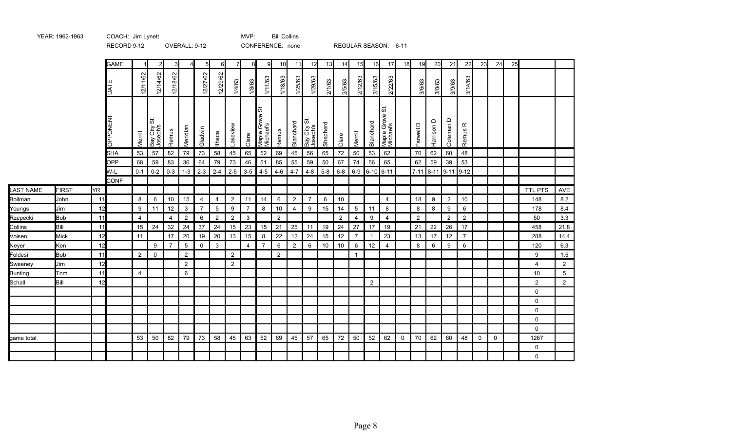YEAR: 1962-1963 COACH: Jim Lynett MVP: Bill Collins

RECORD 9-12 OVERALL: 9-12 CONFERENCE: none REGULAR SEASON: 6-11

| LAST NAME | FIRST | YR | GAME | 1 | 2 | 3 | 4 | 5 | 6 | 7 | 8 | 9 | 10 | 11 | 12 | 13 | 14 | 15 | 16 | 17 | 18 | 19 | 20 | 21 | 22 | 23 | 24 | 25 | | |
|---|---|---|---|---|---|---|---|---|---|---|---|---|---|---|---|---|---|---|---|---|---|---|---|---|---|---|---|---|---|---|
| | | | DATE | 12/11/62 | 12/14/62 | 12/18/62 | | 12/27/62 | 12/29/62 | 1/4/63 | 1/8/63 | 1/11/63 | 1/18/63 | 1/25/63 | 1/29/63 | 2/1/63 | 2/5/63 | 2/12/63 | 2/15/63 | 2/22/63 | | 3/6/63 | 3/8/63 | 3/9/63 | 3/14/63 | | | | | |
| | | | OPPONENT | Merrill | Bay City St. Joseph's | Remus | Meridian | Gladwin | Ithaca | Lakeview | Clare | Maple Grove St. Michael's | Remus | Blanchard | Bay City St. Joseph's | Shepherd | Clare | Merrill | Blanchard | Maple Grove St. Michael's | | Farwell D | Harrison D | Coleman D | Remus R | | | | | |
| | | | SHA | 53 | 57 | 82 | 79 | 73 | 58 | 45 | 65 | 52 | 69 | 45 | 56 | 65 | 72 | 50 | 53 | 62 | | 70 | 62 | 60 | 48 | | | | | |
| | | | OPP | 68 | 59 | 83 | 36 | 64 | 79 | 73 | 46 | 51 | 85 | 55 | 59 | 50 | 67 | 74 | 56 | 65 | | 62 | 59 | 39 | 53 | | | | | |
| | | | W-L | 0-1 | 0-2 | 0-3 | 1-3 | 2-3 | 2-4 | 2-5 | 3-5 | 4-5 | 4-6 | 4-7 | 4-8 | 5-8 | 6-8 | 6-9 | 6-10 | 6-11 | | 7-11 | 8-11 | 9-11 | 9-12 | | | | | |
| | | | CONF | | | | | | | | | | | | | | | | | | | | | | | | | | | |
| LAST NAME | FIRST | YR | | | | | | | | | | | | | | | | | | | | | | | | | | | TTL PTS | AVE |
| Bollman | John | 11 | | 8 | 6 | 10 | 15 | 4 | 4 | 2 | 11 | 14 | 6 | 2 | 7 | 6 | 10 | | | 4 | | 18 | 9 | 2 | 10 | | | | 148 | 8.2 |
| Youngs | Jim | 12 | | 9 | 11 | 12 | 3 | 7 | 5 | 9 | 7 | 8 | 10 | 4 | 9 | 15 | 14 | 5 | 11 | 8 | | 8 | 8 | 9 | 6 | | | | 178 | 8.4 |
| Rzepecki | Bob | 11 | | 4 | | 4 | 2 | 6 | 2 | 2 | 3 | | 2 | | | | 2 | 4 | 9 | 4 | | 2 | | 2 | 2 | | | | 50 | 3.3 |
| Collins | Bill | 11 | | 15 | 24 | 32 | 24 | 37 | 24 | 15 | 23 | 15 | 21 | 25 | 11 | 19 | 24 | 27 | 17 | 19 | | 21 | 22 | 26 | 17 | | | | 458 | 21.8 |
| Voisen | Mick | 12 | | 11 | | 17 | 20 | 19 | 20 | 13 | 15 | 8 | 22 | 12 | 24 | 15 | 12 | 7 | 1 | 23 | | 13 | 17 | 12 | 7 | | | | 288 | 14.4 |
| Neyer | Ken | 12 | | | 9 | 7 | 5 | 0 | 3 | | 4 | 7 | 6 | 2 | 6 | 10 | 10 | 6 | 12 | 4 | | 8 | 6 | 9 | 6 | | | | 120 | 6.3 |
| Foldesi | Bob | 11 | | 2 | 0 | | 2 | | | 2 | | | 2 | | | | | 1 | | | | | | | | | | | 9 | 1.5 |
| Sweeney | Jim | 12 | | | | | 2 | | | 2 | | | | | | | | | | | | | | | | | | | 4 | 2 |
| Bunting | Tom | 11 | | 4 | | | 6 | | | | | | | | | | | | | | | | | | | | | | 10 | 5 |
| Schall | Bill | 12 | | | | | | | | | | | | | | | 2 | | | | | | | | | | | | 2 | 2 |
| | | | | | | | | | | | | | | | | | | | | | | | | | | | | | 0 | |
| | | | | | | | | | | | | | | | | | | | | | | | | | | | | | 0 | |
| | | | | | | | | | | | | | | | | | | | | | | | | | | | | | 0 | |
| | | | | | | | | | | | | | | | | | | | | | | | | | | | | | 0 | |
| | | | | | | | | | | | | | | | | | | | | | | | | | | | | | 0 | |
| game total | | | | 53 | 50 | 82 | 79 | 73 | 58 | 45 | 63 | 52 | 69 | 45 | 57 | 65 | 72 | 50 | 52 | 62 | 0 | 70 | 62 | 60 | 48 | 0 | 0 | | 1267 | |
| | | | | | | | | | | | | | | | | | | | | | | | | | | | | | 0 | |
| | | | | | | | | | | | | | | | | | | | | | | | | | | | | | 0 | |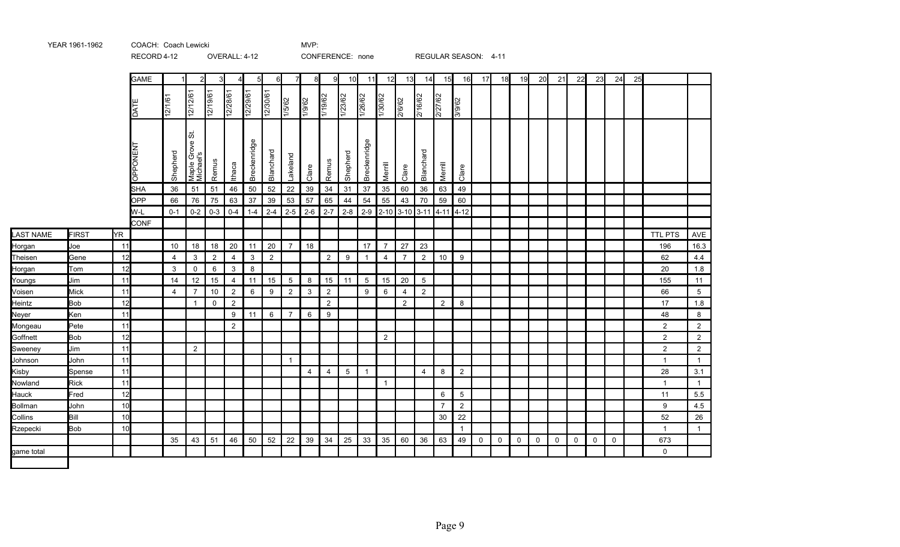YEAR 1961-1962 COACH: Coach Lewicki MVP:

RECORD 4-12 OVERALL: 4-12 CONFERENCE: none REGULAR SEASON: 4-11

| LAST NAME | FIRST | YR | GAME | 1 | 2 | 3 | 4 | 5 | 6 | 7 | 8 | 9 | 10 | 11 | 12 | 13 | 14 | 15 | 16 | 17 | 18 | 19 | 20 | 21 | 22 | 23 | 24 | 25 | TTL PTS | AVE |
|---|---|---|---|---|---|---|---|---|---|---|---|---|---|---|---|---|---|---|---|---|---|---|---|---|---|---|---|---|---|---|
| | | | DATE | 12/1/61 | 12/12/61 | 12/19/61 | 12/28/61 | 12/29/61 | 12/30/61 | 1/5/62 | 1/9/62 | 1/19/62 | 1/23/62 | 1/26/62 | 1/30/62 | 2/6/62 | 2/16/62 | 2/27/62 | 3/9/62 | | | | | | | | | | | |
| | | | OPPONENT | Shepherd | Maple Grove St. Michael's | Remus | Ithaca | Breckenridge | Blanchard | Lakeland | Clare | Remus | Shepherd | Breckenridge | Merrill | Clare | Blanchard | Merrill | Clare | | | | | | | | | | | |
| | | | SHA | 36 | 51 | 51 | 46 | 50 | 52 | 22 | 39 | 34 | 31 | 37 | 35 | 60 | 36 | 63 | 49 | | | | | | | | | | | |
| | | | OPP | 66 | 76 | 75 | 63 | 37 | 39 | 53 | 57 | 65 | 44 | 54 | 55 | 43 | 70 | 59 | 60 | | | | | | | | | | | |
| | | | W-L | 0-1 | 0-2 | 0-3 | 0-4 | 1-4 | 2-4 | 2-5 | 2-6 | 2-7 | 2-8 | 2-9 | 2-10 | 3-10 | 3-11 | 4-11 | 4-12 | | | | | | | | | | | |
| | | | CONF | | | | | | | | | | | | | | | | | | | | | | | | | | | |
| Horgan | Joe | 11 | | 10 | 18 | 18 | 20 | 11 | 20 | 7 | 18 | | | 17 | 7 | 27 | 23 | | | | | | | | | | | | 196 | 16.3 |
| Theisen | Gene | 12 | | 4 | 3 | 2 | 4 | 3 | 2 | | | 2 | 9 | 1 | 4 | 7 | 2 | 10 | 9 | | | | | | | | | | 62 | 4.4 |
| Horgan | Tom | 12 | | 3 | 0 | 6 | 3 | 8 | | | | | | | | | | | | | | | | | | | | | 20 | 1.8 |
| Youngs | Jim | 11 | | 14 | 12 | 15 | 4 | 11 | 15 | 5 | 8 | 15 | 11 | 5 | 15 | 20 | 5 | | | | | | | | | | | | 155 | 11 |
| Voisen | Mick | 11 | | 4 | 7 | 10 | 2 | 6 | 9 | 2 | 3 | 2 | | 9 | 6 | 4 | 2 | | | | | | | | | | | | 66 | 5 |
| Heintz | Bob | 12 | | | 1 | 0 | 2 | | | | | 2 | | | | 2 | | 2 | 8 | | | | | | | | | | 17 | 1.8 |
| Neyer | Ken | 11 | | | | | 9 | 11 | 6 | 7 | 6 | 9 | | | | | | | | | | | | | | | | | 48 | 8 |
| Mongeau | Pete | 11 | | | | | 2 | | | | | | | | | | | | | | | | | | | | | | 2 | 2 |
| Goffnett | Bob | 12 | | | | | | | | | | | | | 2 | | | | | | | | | | | | | | 2 | 2 |
| Sweeney | Jim | 11 | | | 2 | | | | | | | | | | | | | | | | | | | | | | | | 2 | 2 |
| Johnson | John | 11 | | | | | | | | 1 | | | | | | | | | | | | | | | | | | | 1 | 1 |
| Kisby | Spense | 11 | | | | | | | | | 4 | 4 | 5 | 1 | | | 4 | 8 | 2 | | | | | | | | | | 28 | 3.1 |
| Nowland | Rick | 11 | | | | | | | | | | | | | 1 | | | | | | | | | | | | | | 1 | 1 |
| Hauck | Fred | 12 | | | | | | | | | | | | | | | | 6 | 5 | | | | | | | | | | 11 | 5.5 |
| Bollman | John | 10 | | | | | | | | | | | | | | | | 7 | 2 | | | | | | | | | | 9 | 4.5 |
| Collins | Bill | 10 | | | | | | | | | | | | | | | | 30 | 22 | | | | | | | | | | 52 | 26 |
| Rzepecki | Bob | 10 | | | | | | | | | | | | | | | | | 1 | | | | | | | | | | 1 | 1 |
| | | | | 35 | 43 | 51 | 46 | 50 | 52 | 22 | 39 | 34 | 25 | 33 | 35 | 60 | 36 | 63 | 49 | 0 | 0 | 0 | 0 | 0 | 0 | 0 | 0 | | 673 | |
| game total | | | | | | | | | | | | | | | | | | | | | | | | | | | | | 0 | |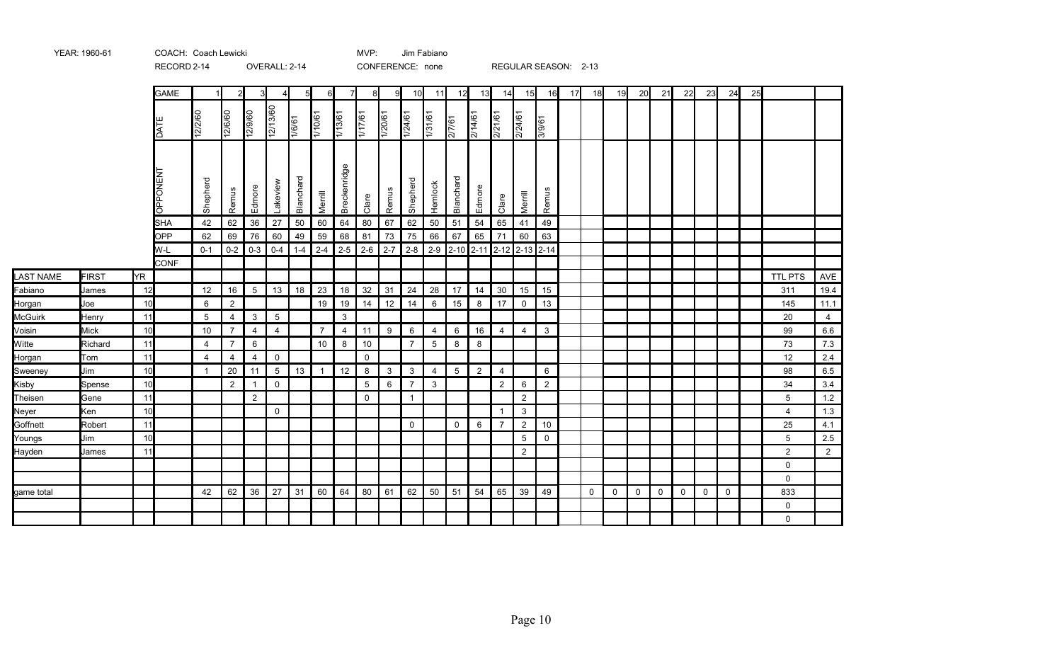YEAR: 1960-61 COACH: Coach Lewicki MVP: Jim Fabiano

RECORD 2-14 OVERALL: 2-14 CONFERENCE: none REGULAR SEASON: 2-13

| | | | | | | | | | | | | | | | | | | | | | | | | | | | | | | |
|---|---|---|---|---|---|---|---|---|---|---|---|---|---|---|---|---|---|---|---|---|---|---|---|---|---|---|---|---|---|---|
| | | | GAME | 1 | 2 | 3 | 4 | 5 | 6 | 7 | 8 | 9 | 10 | 11 | 12 | 13 | 14 | 15 | 16 | 17 | 18 | 19 | 20 | 21 | 22 | 23 | 24 | 25 | | |
| | | | DATE | 12/2/60 | 12/6/60 | 12/9/60 | 12/13/60 | 1/6/61 | 1/10/61 | 1/13/61 | 1/17/61 | 1/20/61 | 1/24/61 | 1/31/61 | 2/7/61 | 2/14/61 | 2/21/61 | 2/24/61 | 3/9/61 | | | | | | | | | | | |
| | | | OPPONENT | Shepherd | Remus | Edmore | Lakeview | Blanchard | Merrill | Breckenridge | Clare | Remus | Shepherd | Hemlock | Blanchard | Edmore | Clare | Merrill | Remus | | | | | | | | | | | |
| | | | SHA | 42 | 62 | 36 | 27 | 50 | 60 | 64 | 80 | 67 | 62 | 50 | 51 | 54 | 65 | 41 | 49 | | | | | | | | | | | |
| | | | OPP | 62 | 69 | 76 | 60 | 49 | 59 | 68 | 81 | 73 | 75 | 66 | 67 | 65 | 71 | 60 | 63 | | | | | | | | | | | |
| | | | W-L | 0-1 | 0-2 | 0-3 | 0-4 | 1-4 | 2-4 | 2-5 | 2-6 | 2-7 | 2-8 | 2-9 | 2-10 | 2-11 | 2-12 | 2-13 | 2-14 | | | | | | | | | | | |
| | | | CONF | | | | | | | | | | | | | | | | | | | | | | | | | | | |
| LAST NAME | FIRST | YR | | | | | | | | | | | | | | | | | | | | | | | | | | | TTL PTS | AVE |
| Fabiano | James | 12 | | 12 | 16 | 5 | 13 | 18 | 23 | 18 | 32 | 31 | 24 | 28 | 17 | 14 | 30 | 15 | 15 | | | | | | | | | | 311 | 19.4 |
| Horgan | Joe | 10 | | 6 | 2 | | | | 19 | 19 | 14 | 12 | 14 | 6 | 15 | 8 | 17 | 0 | 13 | | | | | | | | | | 145 | 11.1 |
| McGuirk | Henry | 11 | | 5 | 4 | 3 | 5 | | | 3 | | | | | | | | | | | | | | | | | | | 20 | 4 |
| Voisin | Mick | 10 | | 10 | 7 | 4 | 4 | | 7 | 4 | 11 | 9 | 6 | 4 | 6 | 16 | 4 | 4 | 3 | | | | | | | | | | 99 | 6.6 |
| Witte | Richard | 11 | | 4 | 7 | 6 | | | 10 | 8 | 10 | | 7 | 5 | 8 | 8 | | | | | | | | | | | | | 73 | 7.3 |
| Horgan | Tom | 11 | | 4 | 4 | 4 | 0 | | | | 0 | | | | | | | | | | | | | | | | | | 12 | 2.4 |
| Sweeney | Jim | 10 | | 1 | 20 | 11 | 5 | 13 | 1 | 12 | 8 | 3 | 3 | 4 | 5 | 2 | 4 | | 6 | | | | | | | | | | 98 | 6.5 |
| Kisby | Spense | 10 | | | 2 | 1 | 0 | | | | 5 | 6 | 7 | 3 | | | 2 | 6 | 2 | | | | | | | | | | 34 | 3.4 |
| Theisen | Gene | 11 | | | | 2 | | | | | 0 | | 1 | | | | | 2 | | | | | | | | | | | 5 | 1.2 |
| Neyer | Ken | 10 | | | | | 0 | | | | | | | | | | 1 | 3 | | | | | | | | | | | 4 | 1.3 |
| Goffnett | Robert | 11 | | | | | | | | | | | 0 | | 0 | 6 | 7 | 2 | 10 | | | | | | | | | | 25 | 4.1 |
| Youngs | Jim | 10 | | | | | | | | | | | | | | | | 5 | 0 | | | | | | | | | | 5 | 2.5 |
| Hayden | James | 11 | | | | | | | | | | | | | | | | 2 | | | | | | | | | | | 2 | 2 |
| | | | | | | | | | | | | | | | | | | | | | | | | | | | | | 0 | |
| | | | | | | | | | | | | | | | | | | | | | | | | | | | | | 0 | |
| game total | | | | 42 | 62 | 36 | 27 | 31 | 60 | 64 | 80 | 61 | 62 | 50 | 51 | 54 | 65 | 39 | 49 | | 0 | 0 | 0 | 0 | 0 | 0 | 0 | | 833 | |
| | | | | | | | | | | | | | | | | | | | | | | | | | | | | | 0 | |
| | | | | | | | | | | | | | | | | | | | | | | | | | | | | | 0 | |